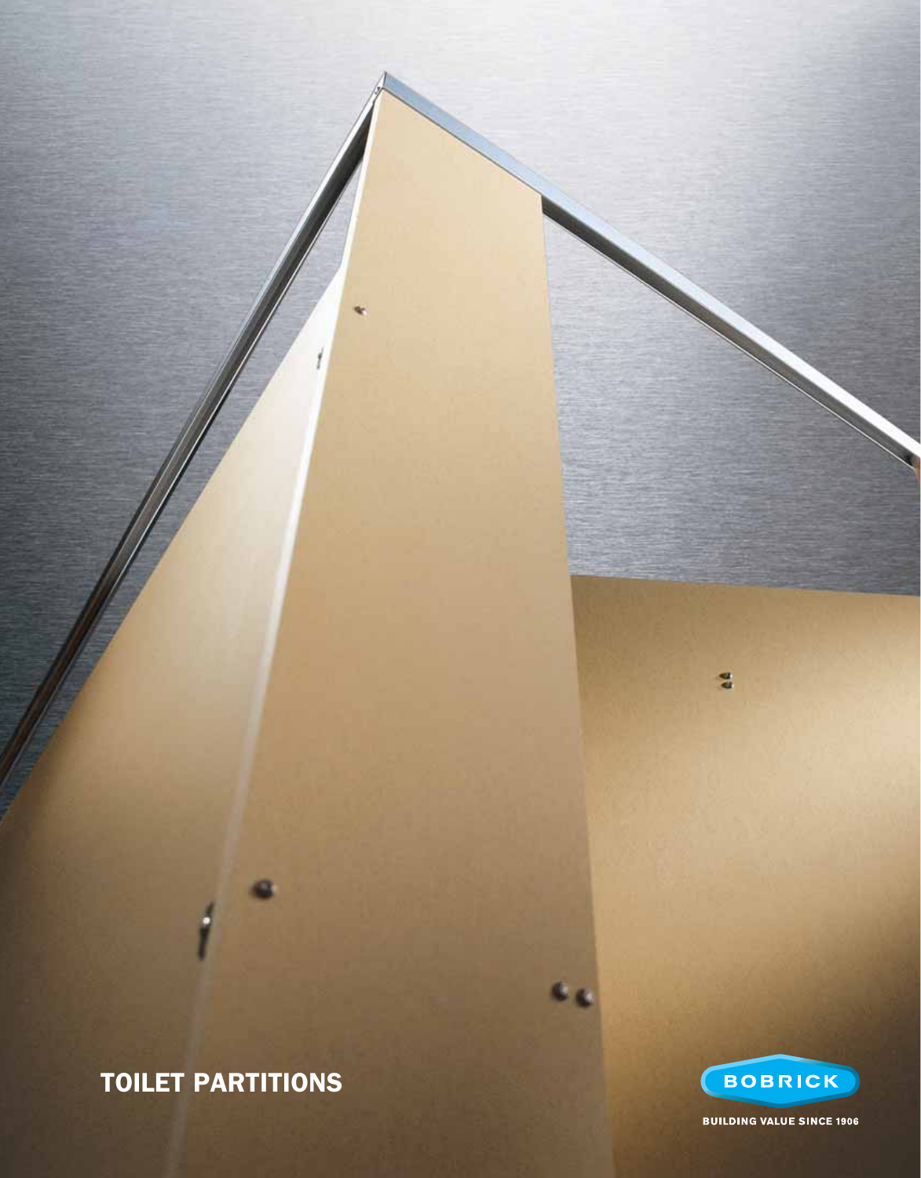# TOILET PARTITIONS

BOBRICK

BUILDING VALUE SINCE 1906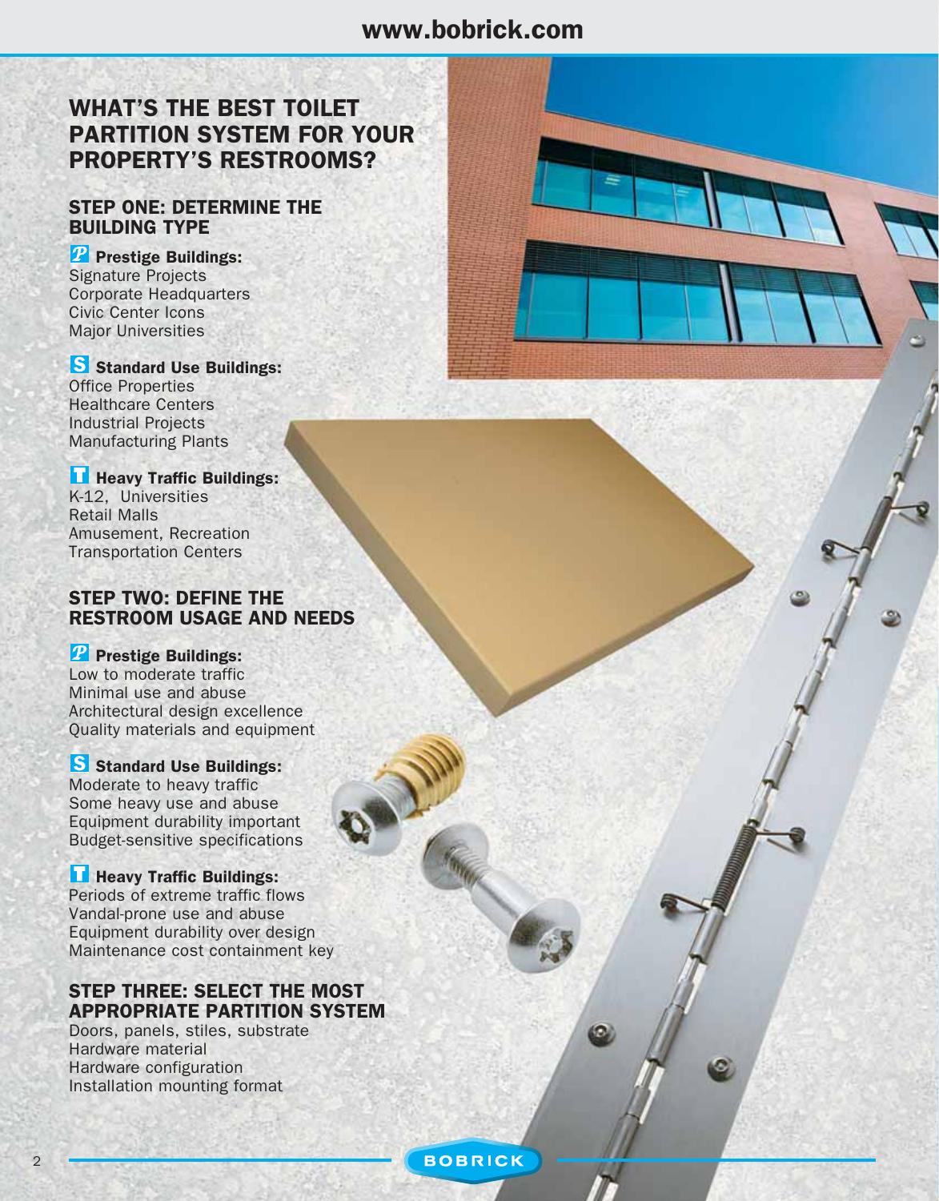# WHAT'S THE BEST TOILET PARTITION SYSTEM FOR YOUR PROPERTY'S RESTROOMS?

## STEP ONE: DETERMINE THE BUILDING TYPE

**P Prestige Buildings:**
Signature Projects
Corporate Headquarters
Civic Center Icons
Major Universities

**S Standard Use Buildings:**
Office Properties
Healthcare Centers
Industrial Projects
Manufacturing Plants

**T Heavy Traffic Buildings:**
K-12, Universities
Retail Malls
Amusement, Recreation
Transportation Centers

## STEP TWO: DEFINE THE RESTROOM USAGE AND NEEDS

**P Prestige Buildings:**
Low to moderate traffic
Minimal use and abuse
Architectural design excellence
Quality materials and equipment

**S Standard Use Buildings:**
Moderate to heavy traffic
Some heavy use and abuse
Equipment durability important
Budget-sensitive specifications

**T Heavy Traffic Buildings:**
Periods of extreme traffic flows
Vandal-prone use and abuse
Equipment durability over design
Maintenance cost containment key

## STEP THREE: SELECT THE MOST APPROPRIATE PARTITION SYSTEM

Doors, panels, stiles, substrate
Hardware material
Hardware configuration
Installation mounting format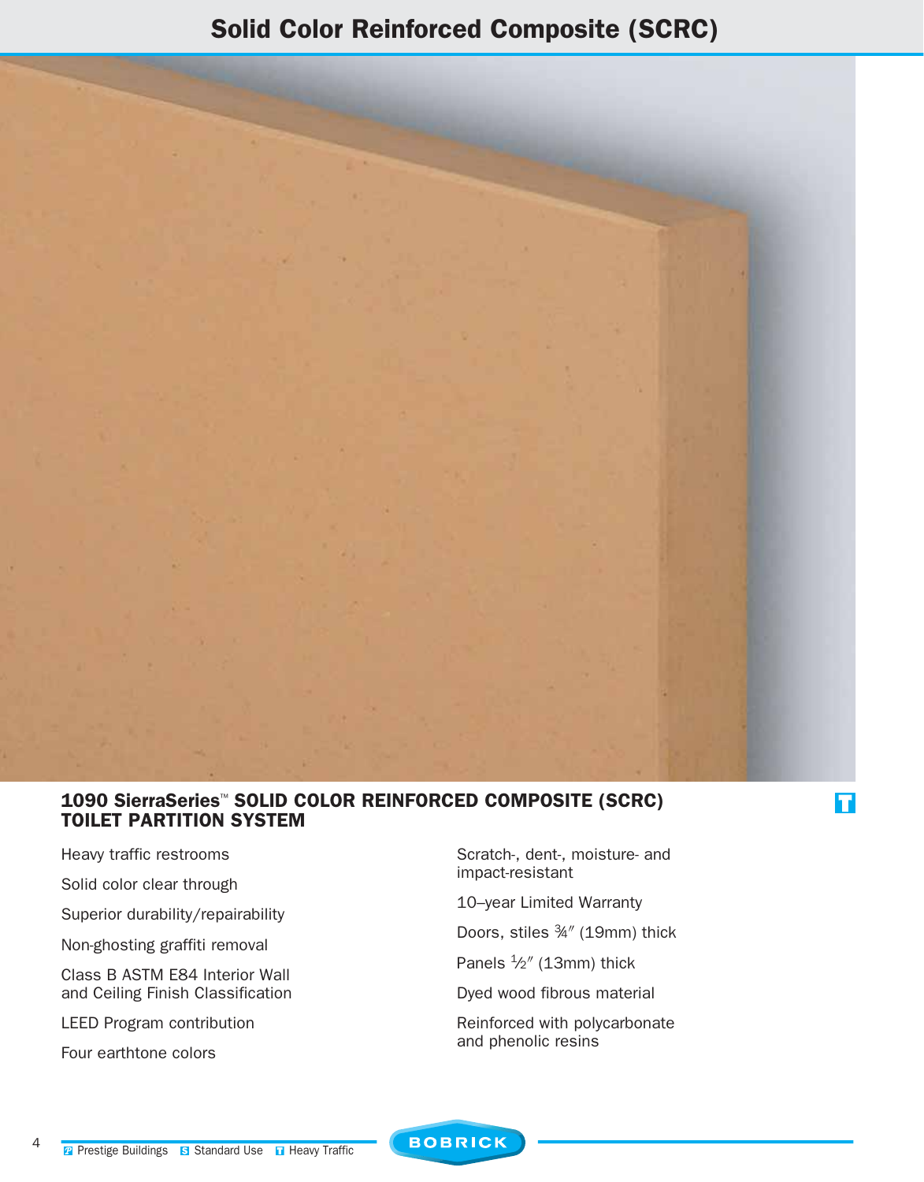# Solid Color Reinforced Composite (SCRC)

## 1090 SierraSeries™ SOLID COLOR REINFORCED COMPOSITE (SCRC) TOILET PARTITION SYSTEM

T

- Heavy traffic restrooms
- Solid color clear through
- Superior durability/repairability
- Non-ghosting graffiti removal
- Class B ASTM E84 Interior Wall and Ceiling Finish Classification
- LEED Program contribution
- Four earthtone colors
- Scratch-, dent-, moisture- and impact-resistant
- 10–year Limited Warranty
- Doors, stiles ¾″ (19mm) thick
- Panels ½″ (13mm) thick
- Dyed wood fibrous material
- Reinforced with polycarbonate and phenolic resins

P Prestige Buildings S Standard Use T Heavy Traffic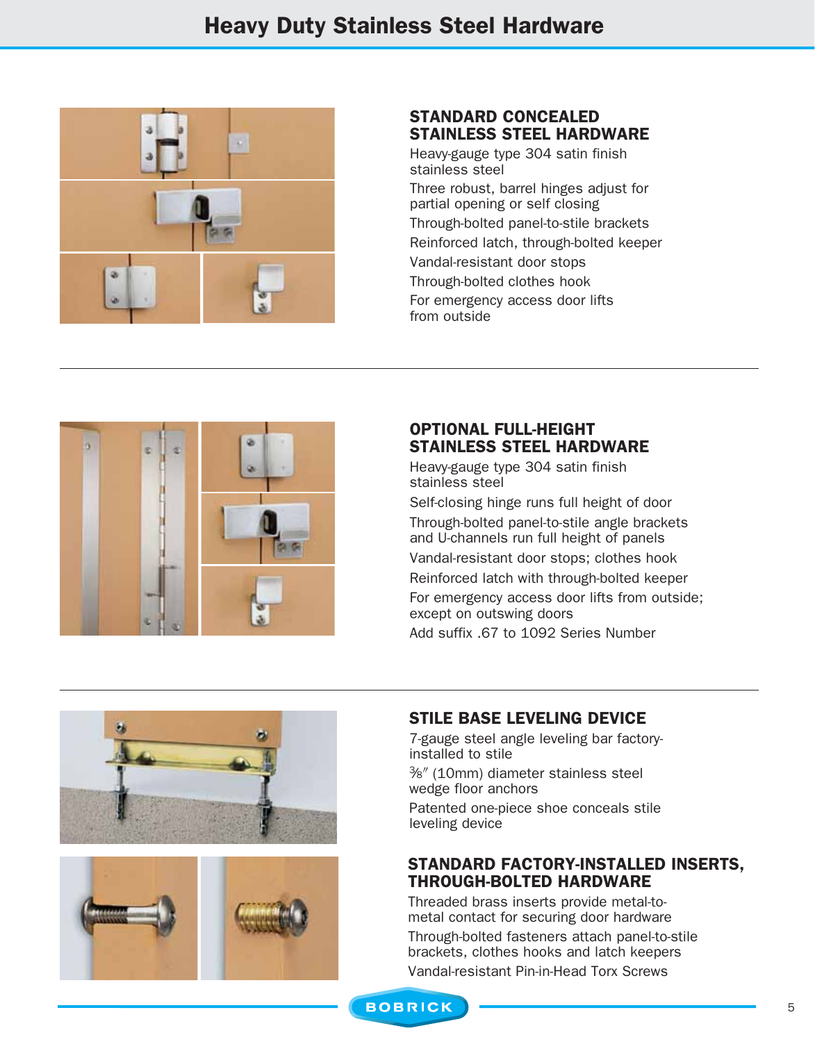# Heavy Duty Stainless Steel Hardware

## STANDARD CONCEALED STAINLESS STEEL HARDWARE

Heavy-gauge type 304 satin finish stainless steel

Three robust, barrel hinges adjust for partial opening or self closing

Through-bolted panel-to-stile brackets

Reinforced latch, through-bolted keeper

Vandal-resistant door stops

Through-bolted clothes hook

For emergency access door lifts from outside

---

## OPTIONAL FULL-HEIGHT STAINLESS STEEL HARDWARE

Heavy-gauge type 304 satin finish stainless steel

Self-closing hinge runs full height of door

Through-bolted panel-to-stile angle brackets and U-channels run full height of panels

Vandal-resistant door stops; clothes hook

Reinforced latch with through-bolted keeper

For emergency access door lifts from outside; except on outswing doors

Add suffix .67 to 1092 Series Number

---

## STILE BASE LEVELING DEVICE

7-gauge steel angle leveling bar factory-installed to stile

⅜″ (10mm) diameter stainless steel wedge floor anchors

Patented one-piece shoe conceals stile leveling device

## STANDARD FACTORY-INSTALLED INSERTS, THROUGH-BOLTED HARDWARE

Threaded brass inserts provide metal-to-metal contact for securing door hardware

Through-bolted fasteners attach panel-to-stile brackets, clothes hooks and latch keepers

Vandal-resistant Pin-in-Head Torx Screws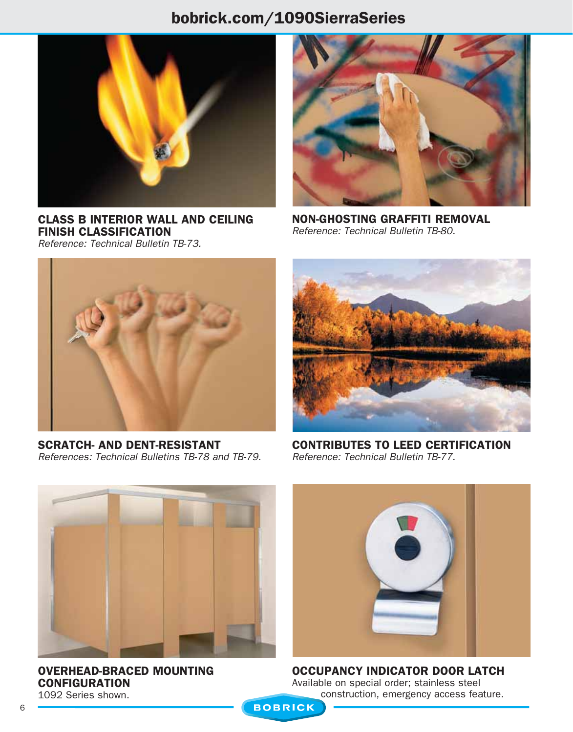**CLASS B INTERIOR WALL AND CEILING FINISH CLASSIFICATION**
*Reference: Technical Bulletin TB-73.*

**NON-GHOSTING GRAFFITI REMOVAL**
*Reference: Technical Bulletin TB-80.*

**SCRATCH- AND DENT-RESISTANT**
*References: Technical Bulletins TB-78 and TB-79.*

**CONTRIBUTES TO LEED CERTIFICATION**
*Reference: Technical Bulletin TB-77.*

**OVERHEAD-BRACED MOUNTING CONFIGURATION**
1092 Series shown.

**OCCUPANCY INDICATOR DOOR LATCH**
Available on special order; stainless steel construction, emergency access feature.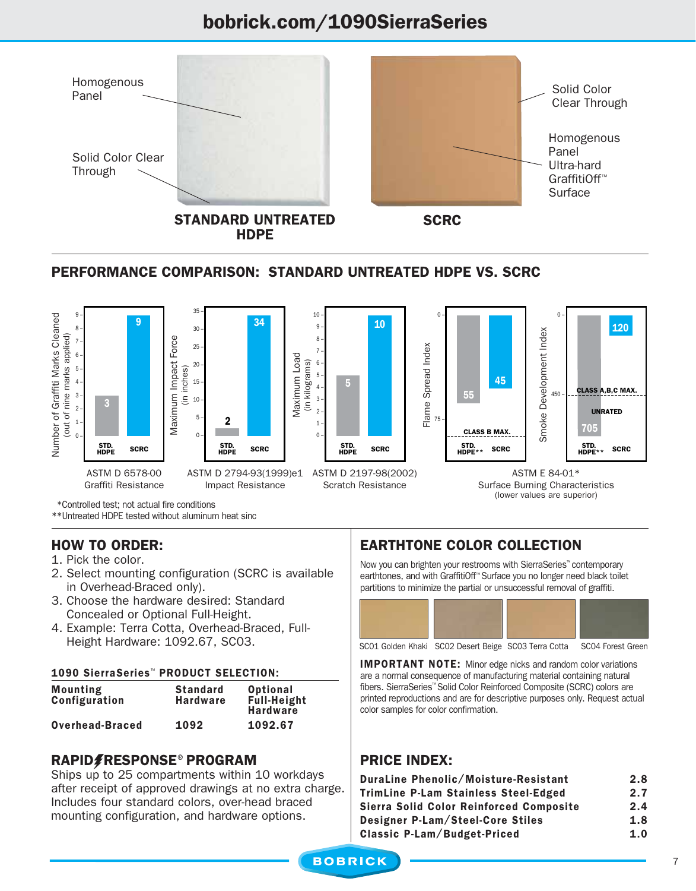## bobrick.com/1090SierraSeries

Homogenous Panel

Solid Color Clear Through

**STANDARD UNTREATED HDPE**

Solid Color Clear Through

Homogenous Panel Ultra-hard GraffitiOff™ Surface

**SCRC**

## PERFORMANCE COMPARISON: STANDARD UNTREATED HDPE VS. SCRC

| Test | STD. HDPE | SCRC |
|---|---|---|
| ASTM D 6578-00 Graffiti Resistance — Number of Graffiti Marks Cleaned (out of nine marks applied) | 3 | 9 |
| ASTM D 2794-93(1999)e1 Impact Resistance — Maximum Impact Force (in inches) | 2 | 34 |
| ASTM D 2197-98(2002) Scratch Resistance — Maximum Load (in kilograms) | 5 | 10 |
| ASTM E 84-01* Surface Burning Characteristics — Flame Spread Index (CLASS B MAX. 75) | 55** | 45 |
| ASTM E 84-01* Surface Burning Characteristics — Smoke Development Index (CLASS A,B,C MAX. 450) | 705** (UNRATED) | 120 |

ASTM E 84-01* Surface Burning Characteristics (lower values are superior)

*Controlled test; not actual fire conditions
**Untreated HDPE tested without aluminum heat sinc

## HOW TO ORDER:

1. Pick the color.
2. Select mounting configuration (SCRC is available in Overhead-Braced only).
3. Choose the hardware desired: Standard Concealed or Optional Full-Height.
4. Example: Terra Cotta, Overhead-Braced, Full-Height Hardware: 1092.67, SC03.

**1090 SierraSeries™ PRODUCT SELECTION:**

| Mounting Configuration | Standard Hardware | Optional Full-Height Hardware |
|---|---|---|
| Overhead-Braced | 1092 | 1092.67 |

## RAPID RESPONSE® PROGRAM

Ships up to 25 compartments within 10 workdays after receipt of approved drawings at no extra charge. Includes four standard colors, over-head braced mounting configuration, and hardware options.

## EARTHTONE COLOR COLLECTION

Now you can brighten your restrooms with SierraSeries™ contemporary earthtones, and with GraffitiOff™ Surface you no longer need black toilet partitions to minimize the partial or unsuccessful removal of graffiti.

SC01 Golden Khaki SC02 Desert Beige SC03 Terra Cotta SC04 Forest Green

**IMPORTANT NOTE:** Minor edge nicks and random color variations are a normal consequence of manufacturing material containing natural fibers. SierraSeries™ Solid Color Reinforced Composite (SCRC) colors are printed reproductions and are for descriptive purposes only. Request actual color samples for color confirmation.

## PRICE INDEX:

| | |
|---|---|
| **DuraLine Phenolic/Moisture-Resistant** | **2.8** |
| **TrimLine P-Lam Stainless Steel-Edged** | **2.7** |
| **Sierra Solid Color Reinforced Composite** | **2.4** |
| **Designer P-Lam/Steel-Core Stiles** | **1.8** |
| **Classic P-Lam/Budget-Priced** | **1.0** |

BOBRICK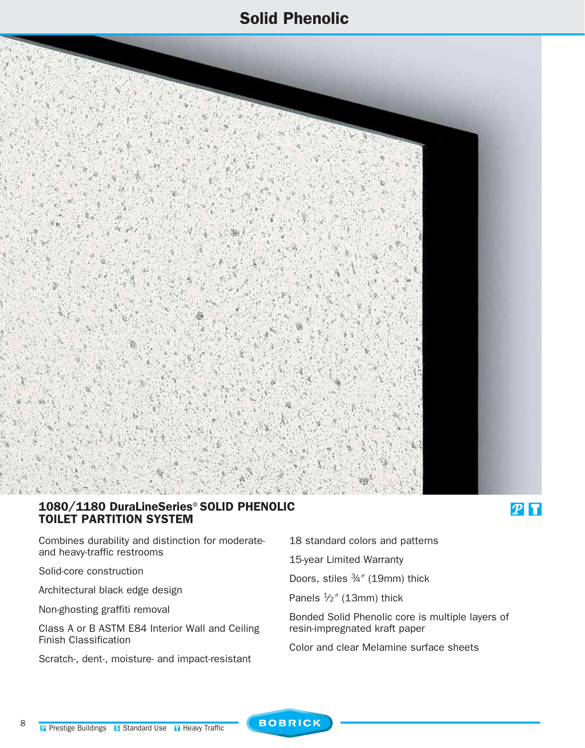# Solid Phenolic

## 1080/1180 DuraLineSeries® SOLID PHENOLIC TOILET PARTITION SYSTEM

P T

Combines durability and distinction for moderate- and heavy-traffic restrooms

Solid-core construction

Architectural black edge design

Non-ghosting graffiti removal

Class A or B ASTM E84 Interior Wall and Ceiling Finish Classification

Scratch-, dent-, moisture- and impact-resistant

18 standard colors and patterns

15-year Limited Warranty

Doors, stiles ¾″ (19mm) thick

Panels ½″ (13mm) thick

Bonded Solid Phenolic core is multiple layers of resin-impregnated kraft paper

Color and clear Melamine surface sheets

P Prestige Buildings S Standard Use T Heavy Traffic

BOBRICK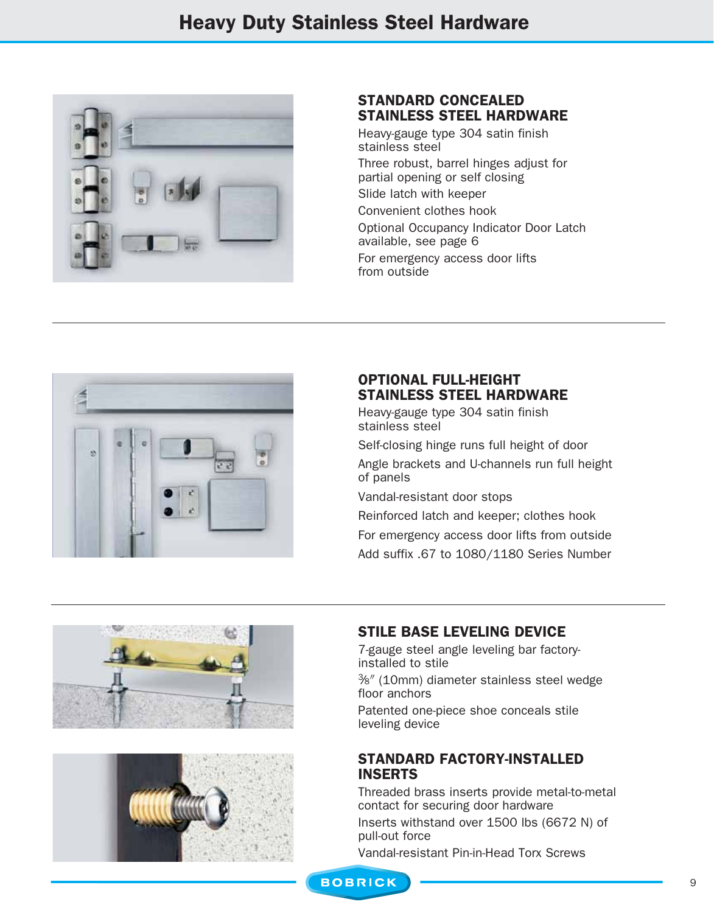# Heavy Duty Stainless Steel Hardware

## STANDARD CONCEALED STAINLESS STEEL HARDWARE

Heavy-gauge type 304 satin finish stainless steel

Three robust, barrel hinges adjust for partial opening or self closing

Slide latch with keeper

Convenient clothes hook

Optional Occupancy Indicator Door Latch available, see page 6

For emergency access door lifts from outside

## OPTIONAL FULL-HEIGHT STAINLESS STEEL HARDWARE

Heavy-gauge type 304 satin finish stainless steel

Self-closing hinge runs full height of door

Angle brackets and U-channels run full height of panels

Vandal-resistant door stops

Reinforced latch and keeper; clothes hook

For emergency access door lifts from outside

Add suffix .67 to 1080/1180 Series Number

## STILE BASE LEVELING DEVICE

7-gauge steel angle leveling bar factory-installed to stile

⅜″ (10mm) diameter stainless steel wedge floor anchors

Patented one-piece shoe conceals stile leveling device

## STANDARD FACTORY-INSTALLED INSERTS

Threaded brass inserts provide metal-to-metal contact for securing door hardware

Inserts withstand over 1500 lbs (6672 N) of pull-out force

Vandal-resistant Pin-in-Head Torx Screws

BOBRICK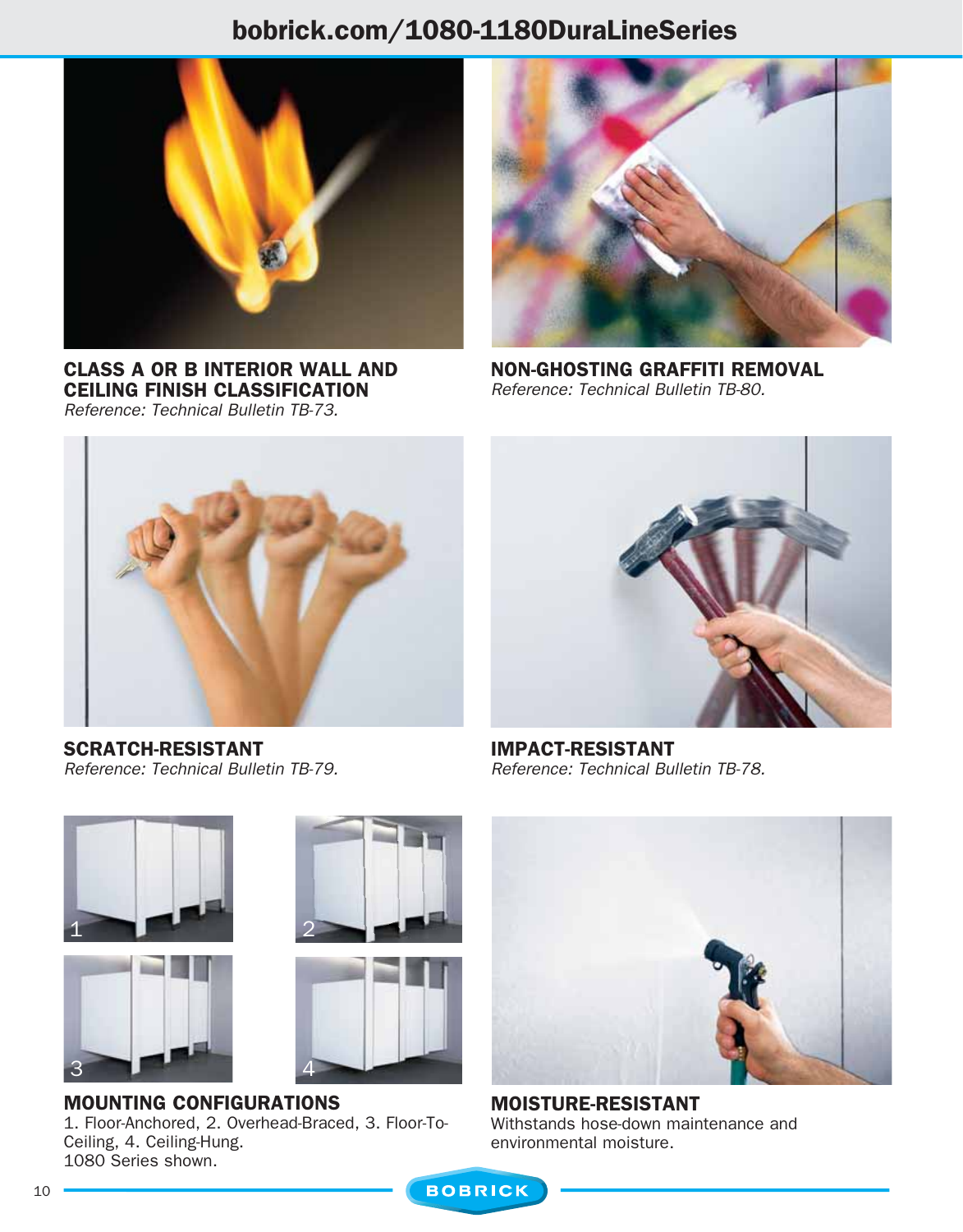**CLASS A OR B INTERIOR WALL AND CEILING FINISH CLASSIFICATION**
*Reference: Technical Bulletin TB-73.*

**NON-GHOSTING GRAFFITI REMOVAL**
*Reference: Technical Bulletin TB-80.*

**SCRATCH-RESISTANT**
*Reference: Technical Bulletin TB-79.*

**IMPACT-RESISTANT**
*Reference: Technical Bulletin TB-78.*

**MOUNTING CONFIGURATIONS**
1. Floor-Anchored, 2. Overhead-Braced, 3. Floor-To-Ceiling, 4. Ceiling-Hung.
1080 Series shown.

**MOISTURE-RESISTANT**
Withstands hose-down maintenance and environmental moisture.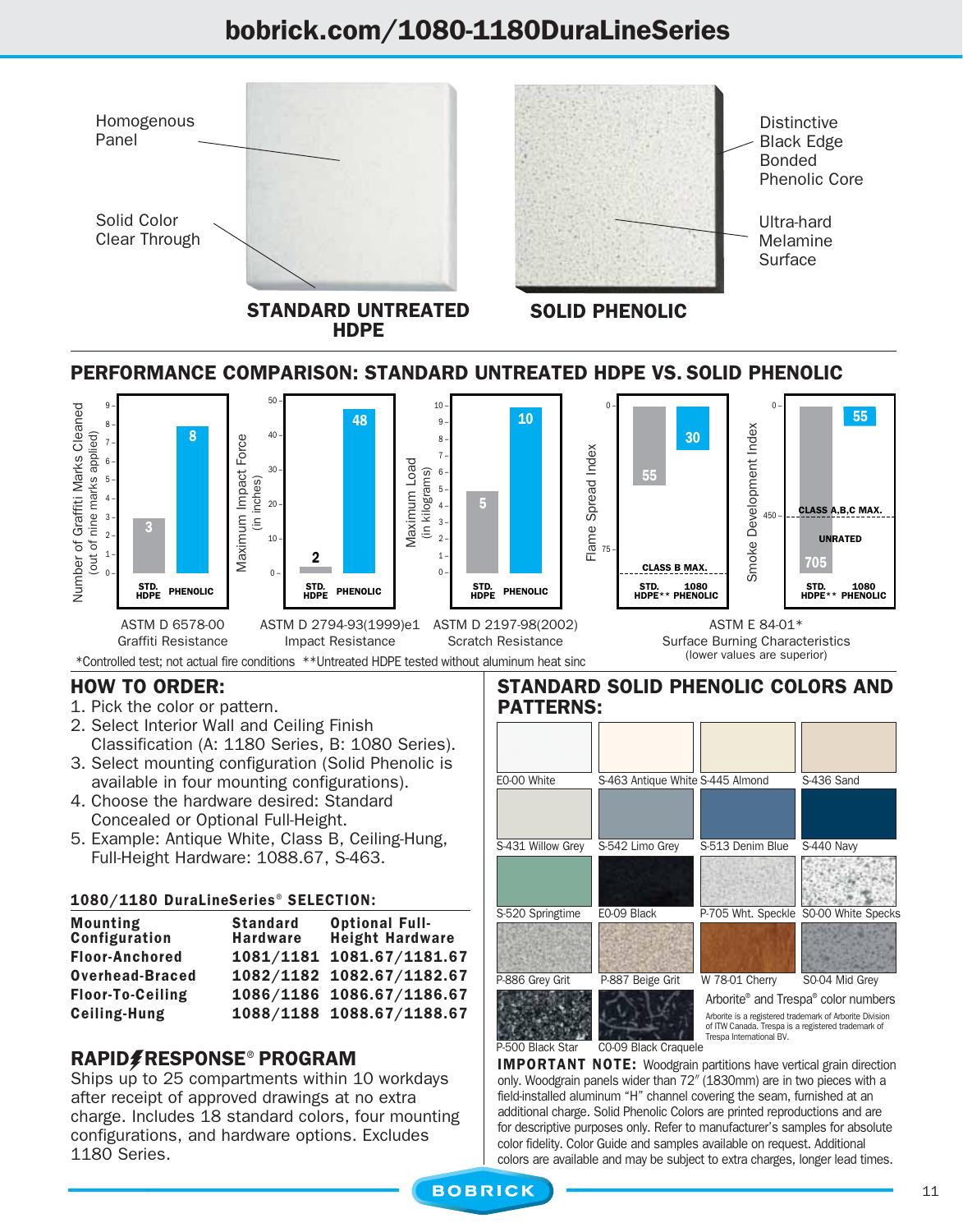# bobrick.com/1080-1180DuraLineSeries

Homogenous Panel

Solid Color Clear Through

**STANDARD UNTREATED HDPE**

Distinctive Black Edge Bonded Phenolic Core

Ultra-hard Melamine Surface

**SOLID PHENOLIC**

## PERFORMANCE COMPARISON: STANDARD UNTREATED HDPE VS. SOLID PHENOLIC

| Test | STD. HDPE | PHENOLIC |
|---|---|---|
| ASTM D 6578-00 Graffiti Resistance — Number of Graffiti Marks Cleaned (out of nine marks applied) | 3 | 8 |
| ASTM D 2794-93(1999)e1 Impact Resistance — Maximum Impact Force (in inches) | 2 | 48 |
| ASTM D 2197-98(2002) Scratch Resistance — Maximum Load (in kilograms) | 5 | 10 |
| ASTM E 84-01* Surface Burning Characteristics — Flame Spread Index (CLASS B MAX. 75) | 55 (STD. HDPE**) | 30 (1080 PHENOLIC) |
| ASTM E 84-01* Surface Burning Characteristics — Smoke Development Index (CLASS A,B,C MAX. 450) | 705 UNRATED (STD. HDPE**) | 55 (1080 PHENOLIC) |

ASTM E 84-01* Surface Burning Characteristics (lower values are superior)

*Controlled test; not actual fire conditions **Untreated HDPE tested without aluminum heat sinc

## HOW TO ORDER:

1. Pick the color or pattern.
2. Select Interior Wall and Ceiling Finish Classification (A: 1180 Series, B: 1080 Series).
3. Select mounting configuration (Solid Phenolic is available in four mounting configurations).
4. Choose the hardware desired: Standard Concealed or Optional Full-Height.
5. Example: Antique White, Class B, Ceiling-Hung, Full-Height Hardware: 1088.67, S-463.

### 1080/1180 DuraLineSeries® SELECTION:

| Mounting Configuration | Standard Hardware | Optional Full-Height Hardware |
|---|---|---|
| Floor-Anchored | 1081/1181 | 1081.67/1181.67 |
| Overhead-Braced | 1082/1182 | 1082.67/1182.67 |
| Floor-To-Ceiling | 1086/1186 | 1086.67/1186.67 |
| Ceiling-Hung | 1088/1188 | 1088.67/1188.67 |

## RAPID RESPONSE® PROGRAM

Ships up to 25 compartments within 10 workdays after receipt of approved drawings at no extra charge. Includes 18 standard colors, four mounting configurations, and hardware options. Excludes 1180 Series.

## STANDARD SOLID PHENOLIC COLORS AND PATTERNS:

E0-00 White, S-463 Antique White, S-445 Almond, S-436 Sand, S-431 Willow Grey, S-542 Limo Grey, S-513 Denim Blue, S-440 Navy, S-520 Springtime, E0-09 Black, P-705 Wht. Speckle, S0-00 White Specks, P-886 Grey Grit, P-887 Beige Grit, W 78-01 Cherry, S0-04 Mid Grey, P-500 Black Star, C0-09 Black Craquele

Arborite® and Trespa® color numbers

Arborite is a registered trademark of Arborite Division of ITW Canada. Trespa is a registered trademark of Trespa International BV.

**IMPORTANT NOTE:** Woodgrain partitions have vertical grain direction only. Woodgrain panels wider than 72″ (1830mm) are in two pieces with a field-installed aluminum "H" channel covering the seam, furnished at an additional charge. Solid Phenolic Colors are printed reproductions and are for descriptive purposes only. Refer to manufacturer's samples for absolute color fidelity. Color Guide and samples available on request. Additional colors are available and may be subject to extra charges, longer lead times.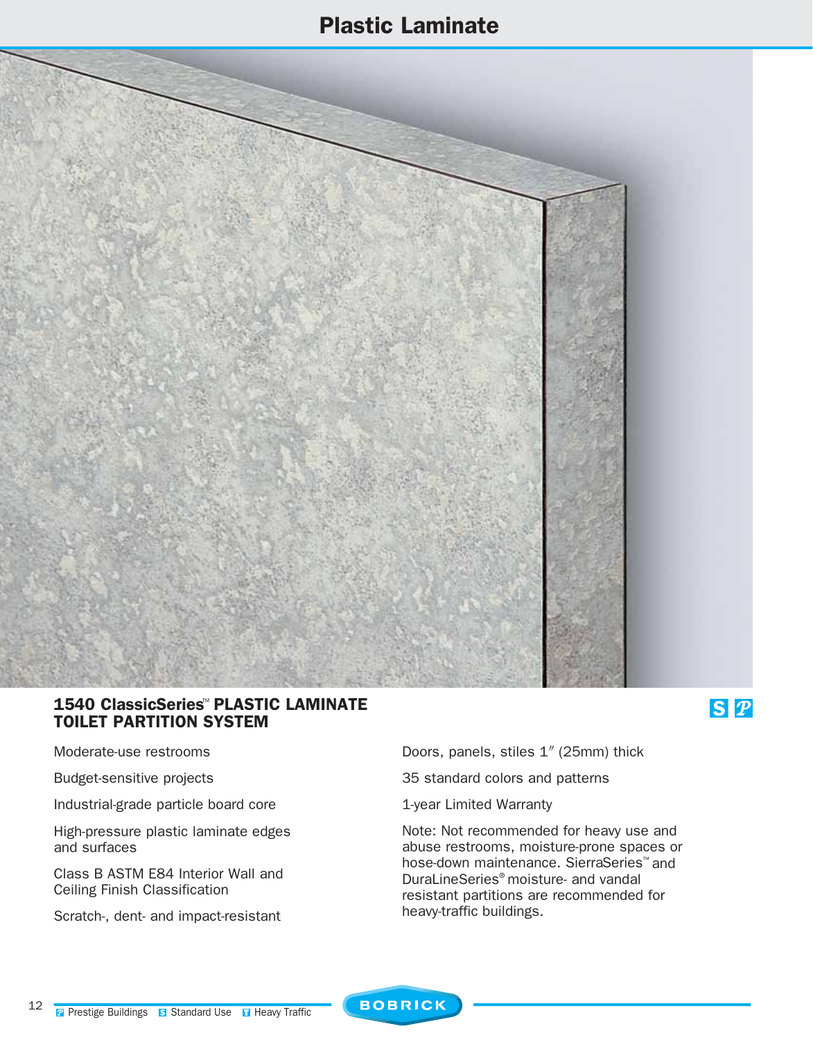# Plastic Laminate

## 1540 ClassicSeries™ PLASTIC LAMINATE TOILET PARTITION SYSTEM

S P

- Moderate-use restrooms
- Budget-sensitive projects
- Industrial-grade particle board core
- High-pressure plastic laminate edges and surfaces
- Class B ASTM E84 Interior Wall and Ceiling Finish Classification
- Scratch-, dent- and impact-resistant
- Doors, panels, stiles 1″ (25mm) thick
- 35 standard colors and patterns
- 1-year Limited Warranty

Note: Not recommended for heavy use and abuse restrooms, moisture-prone spaces or hose-down maintenance. SierraSeries™ and DuraLineSeries® moisture- and vandal resistant partitions are recommended for heavy-traffic buildings.

P Prestige Buildings  S Standard Use  T Heavy Traffic

BOBRICK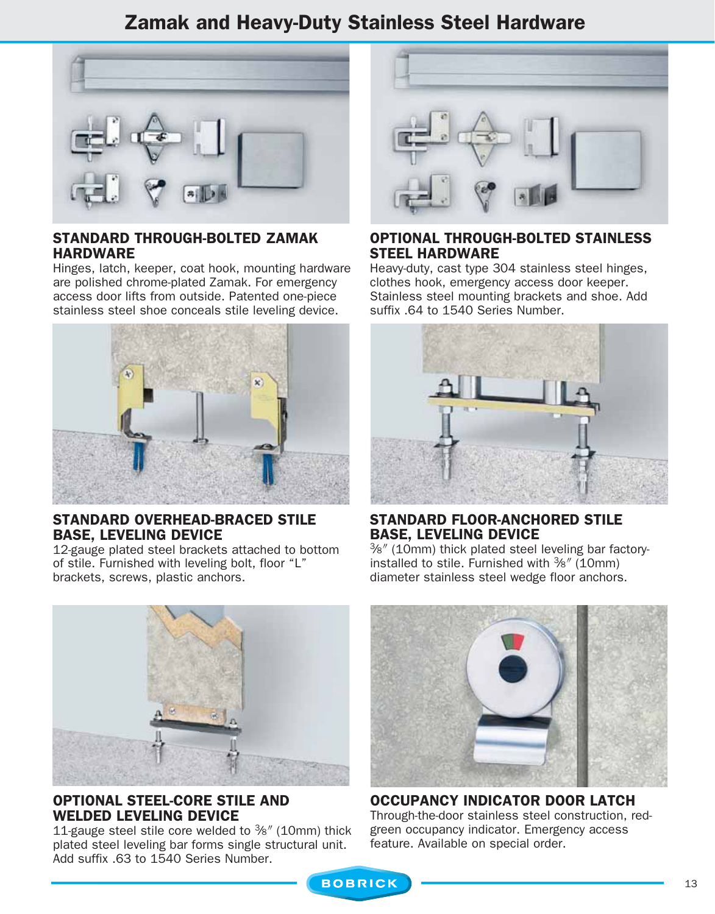# Zamak and Heavy-Duty Stainless Steel Hardware

### STANDARD THROUGH-BOLTED ZAMAK HARDWARE

Hinges, latch, keeper, coat hook, mounting hardware are polished chrome-plated Zamak. For emergency access door lifts from outside. Patented one-piece stainless steel shoe conceals stile leveling device.

### OPTIONAL THROUGH-BOLTED STAINLESS STEEL HARDWARE

Heavy-duty, cast type 304 stainless steel hinges, clothes hook, emergency access door keeper. Stainless steel mounting brackets and shoe. Add suffix .64 to 1540 Series Number.

### STANDARD OVERHEAD-BRACED STILE BASE, LEVELING DEVICE

12-gauge plated steel brackets attached to bottom of stile. Furnished with leveling bolt, floor "L" brackets, screws, plastic anchors.

### STANDARD FLOOR-ANCHORED STILE BASE, LEVELING DEVICE

⅜″ (10mm) thick plated steel leveling bar factory-installed to stile. Furnished with ⅜″ (10mm) diameter stainless steel wedge floor anchors.

### OPTIONAL STEEL-CORE STILE AND WELDED LEVELING DEVICE

11-gauge steel stile core welded to ⅜″ (10mm) thick plated steel leveling bar forms single structural unit. Add suffix .63 to 1540 Series Number.

### OCCUPANCY INDICATOR DOOR LATCH

Through-the-door stainless steel construction, red-green occupancy indicator. Emergency access feature. Available on special order.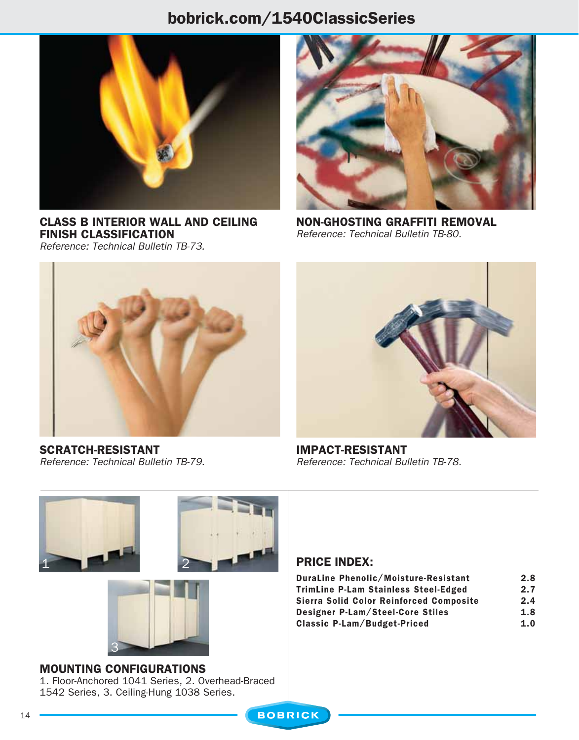## CLASS B INTERIOR WALL AND CEILING FINISH CLASSIFICATION

*Reference: Technical Bulletin TB-73.*

## NON-GHOSTING GRAFFITI REMOVAL

*Reference: Technical Bulletin TB-80.*

## SCRATCH-RESISTANT

*Reference: Technical Bulletin TB-79.*

## IMPACT-RESISTANT

*Reference: Technical Bulletin TB-78.*

## MOUNTING CONFIGURATIONS

1. Floor-Anchored 1041 Series, 2. Overhead-Braced 1542 Series, 3. Ceiling-Hung 1038 Series.

## PRICE INDEX:

| | |
|---|---|
| DuraLine Phenolic/Moisture-Resistant | 2.8 |
| TrimLine P-Lam Stainless Steel-Edged | 2.7 |
| Sierra Solid Color Reinforced Composite | 2.4 |
| Designer P-Lam/Steel-Core Stiles | 1.8 |
| Classic P-Lam/Budget-Priced | 1.0 |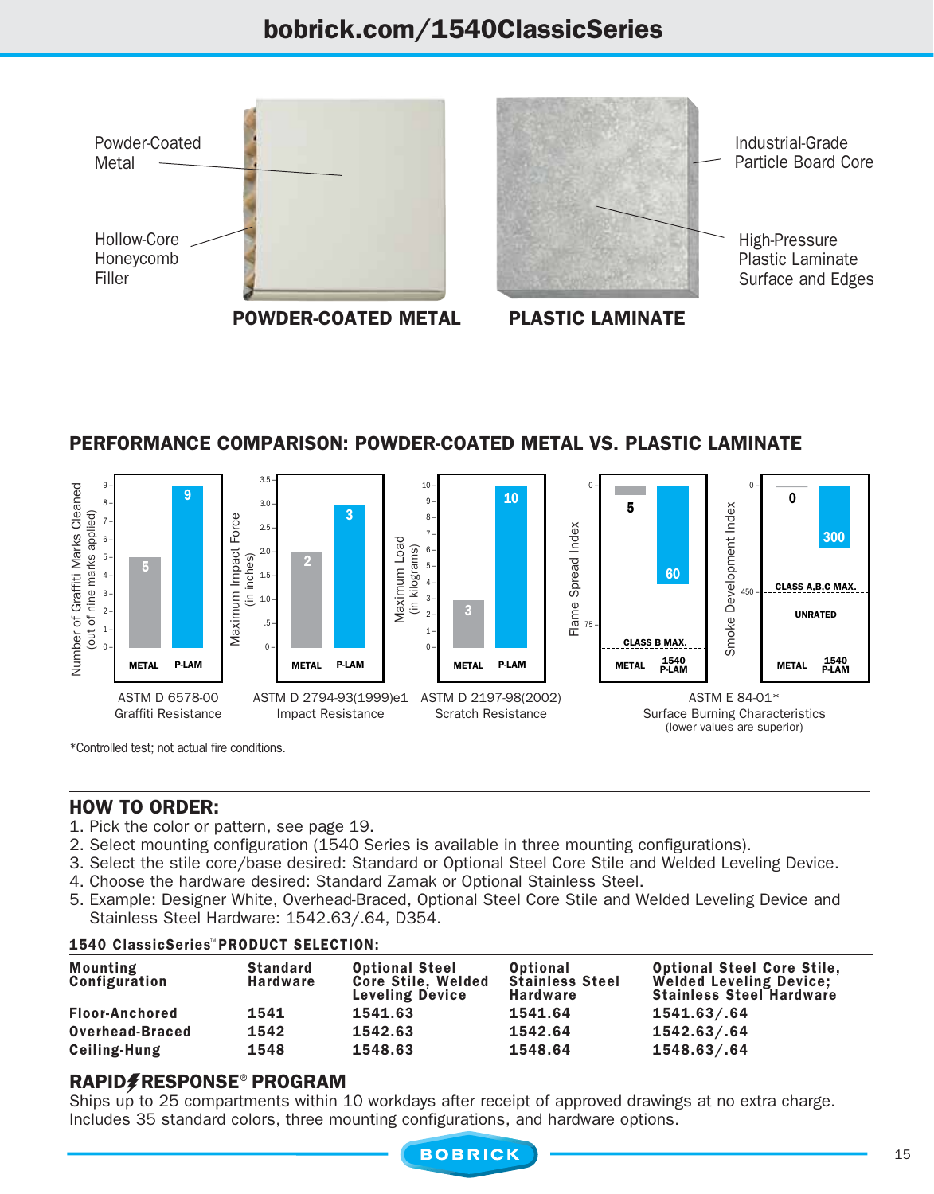bobrick.com/1540ClassicSeries

Powder-Coated Metal

Hollow-Core Honeycomb Filler

**POWDER-COATED METAL**

Industrial-Grade Particle Board Core

High-Pressure Plastic Laminate Surface and Edges

**PLASTIC LAMINATE**

## PERFORMANCE COMPARISON: POWDER-COATED METAL VS. PLASTIC LAMINATE

| Test | Measure | METAL | P-LAM |
|---|---|---|---|
| ASTM D 6578-00 Graffiti Resistance | Number of Graffiti Marks Cleaned (out of nine marks applied) | 5 | 9 |
| ASTM D 2794-93(1999)e1 Impact Resistance | Maximum Impact Force (in inches) | 2 | 3 |
| ASTM D 2197-98(2002) Scratch Resistance | Maximum Load (in kilograms) | 3 | 10 |
| ASTM E 84-01* Surface Burning Characteristics (lower values are superior) | Flame Spread Index (CLASS B MAX. 75) | 5 | 60 (1540 P-LAM) |
| ASTM E 84-01* Surface Burning Characteristics (lower values are superior) | Smoke Development Index (CLASS A,B,C MAX. 450; UNRATED) | 0 | 300 (1540 P-LAM) |

*Controlled test; not actual fire conditions.

## HOW TO ORDER:

1. Pick the color or pattern, see page 19.
2. Select mounting configuration (1540 Series is available in three mounting configurations).
3. Select the stile core/base desired: Standard or Optional Steel Core Stile and Welded Leveling Device.
4. Choose the hardware desired: Standard Zamak or Optional Stainless Steel.
5. Example: Designer White, Overhead-Braced, Optional Steel Core Stile and Welded Leveling Device and Stainless Steel Hardware: 1542.63/.64, D354.

### 1540 ClassicSeries™ PRODUCT SELECTION:

| Mounting Configuration | Standard Hardware | Optional Steel Core Stile, Welded Leveling Device | Optional Stainless Steel Hardware | Optional Steel Core Stile, Welded Leveling Device; Stainless Steel Hardware |
|---|---|---|---|---|
| Floor-Anchored | 1541 | 1541.63 | 1541.64 | 1541.63/.64 |
| Overhead-Braced | 1542 | 1542.63 | 1542.64 | 1542.63/.64 |
| Ceiling-Hung | 1548 | 1548.63 | 1548.64 | 1548.63/.64 |

## RAPIDRESPONSE® PROGRAM

Ships up to 25 compartments within 10 workdays after receipt of approved drawings at no extra charge. Includes 35 standard colors, three mounting configurations, and hardware options.

BOBRICK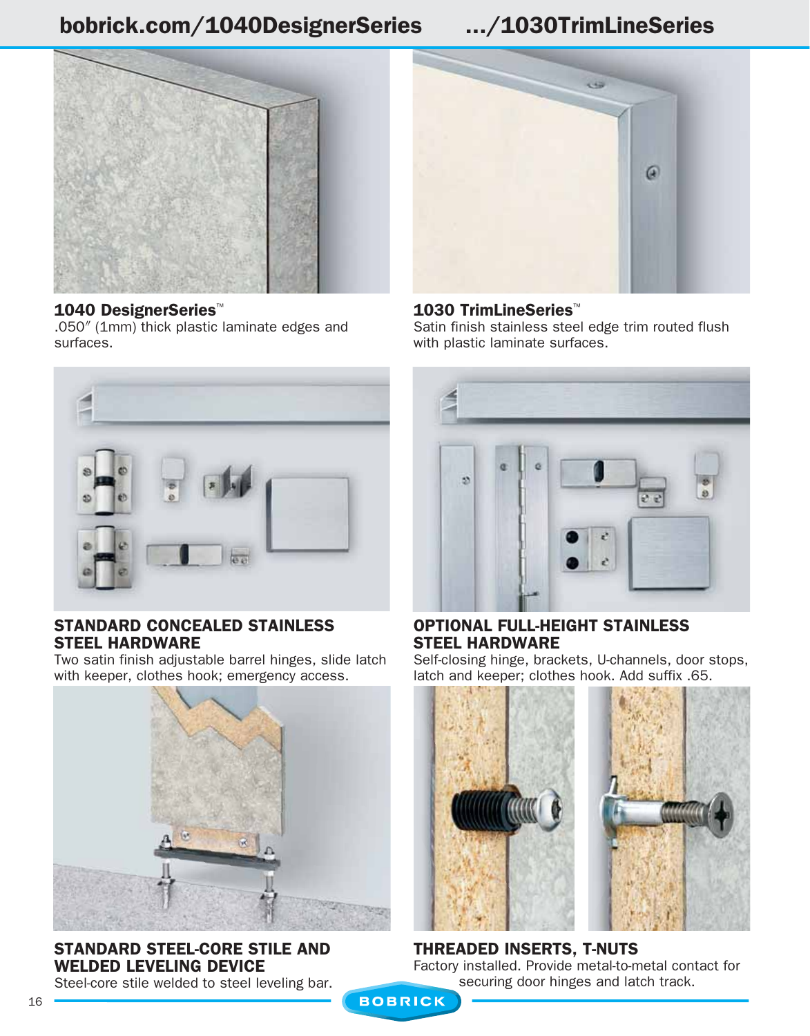bobrick.com/1040DesignerSeries .../1030TrimLineSeries

**1040 DesignerSeries™**
.050″ (1mm) thick plastic laminate edges and surfaces.

**1030 TrimLineSeries™**
Satin finish stainless steel edge trim routed flush with plastic laminate surfaces.

**STANDARD CONCEALED STAINLESS STEEL HARDWARE**
Two satin finish adjustable barrel hinges, slide latch with keeper, clothes hook; emergency access.

**OPTIONAL FULL-HEIGHT STAINLESS STEEL HARDWARE**
Self-closing hinge, brackets, U-channels, door stops, latch and keeper; clothes hook. Add suffix .65.

**STANDARD STEEL-CORE STILE AND WELDED LEVELING DEVICE**
Steel-core stile welded to steel leveling bar.

**THREADED INSERTS, T-NUTS**
Factory installed. Provide metal-to-metal contact for securing door hinges and latch track.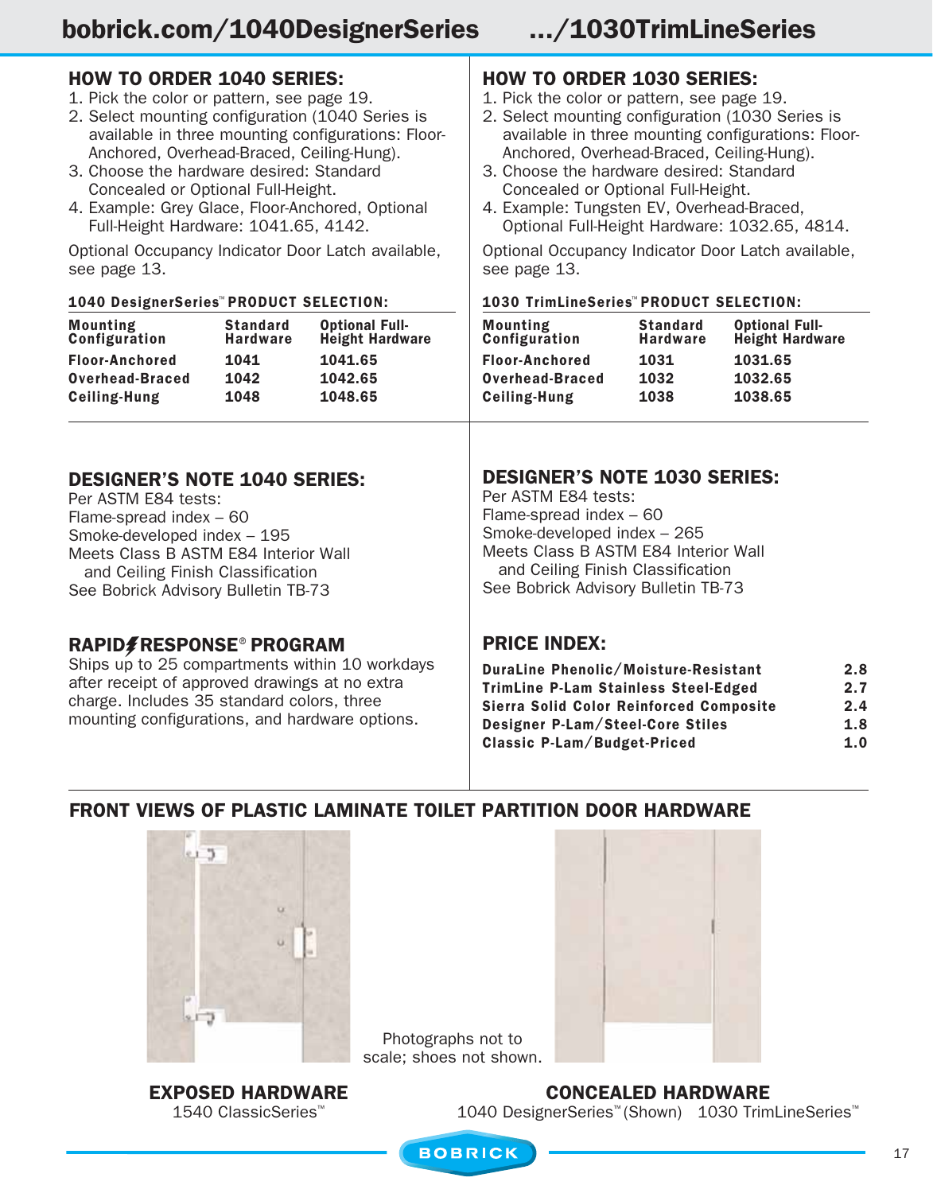# bobrick.com/1040DesignerSeries .../1030TrimLineSeries

## HOW TO ORDER 1040 SERIES:

1. Pick the color or pattern, see page 19.
2. Select mounting configuration (1040 Series is available in three mounting configurations: Floor-Anchored, Overhead-Braced, Ceiling-Hung).
3. Choose the hardware desired: Standard Concealed or Optional Full-Height.
4. Example: Grey Glace, Floor-Anchored, Optional Full-Height Hardware: 1041.65, 4142.

Optional Occupancy Indicator Door Latch available, see page 13.

**1040 DesignerSeries™ PRODUCT SELECTION:**

| Mounting Configuration | Standard Hardware | Optional Full-Height Hardware |
|---|---|---|
| Floor-Anchored | 1041 | 1041.65 |
| Overhead-Braced | 1042 | 1042.65 |
| Ceiling-Hung | 1048 | 1048.65 |

## DESIGNER'S NOTE 1040 SERIES:

Per ASTM E84 tests:
Flame-spread index – 60
Smoke-developed index – 195
Meets Class B ASTM E84 Interior Wall and Ceiling Finish Classification
See Bobrick Advisory Bulletin TB-73

## RAPID RESPONSE® PROGRAM

Ships up to 25 compartments within 10 workdays after receipt of approved drawings at no extra charge. Includes 35 standard colors, three mounting configurations, and hardware options.

## HOW TO ORDER 1030 SERIES:

1. Pick the color or pattern, see page 19.
2. Select mounting configuration (1030 Series is available in three mounting configurations: Floor-Anchored, Overhead-Braced, Ceiling-Hung).
3. Choose the hardware desired: Standard Concealed or Optional Full-Height.
4. Example: Tungsten EV, Overhead-Braced, Optional Full-Height Hardware: 1032.65, 4814.

Optional Occupancy Indicator Door Latch available, see page 13.

**1030 TrimLineSeries™ PRODUCT SELECTION:**

| Mounting Configuration | Standard Hardware | Optional Full-Height Hardware |
|---|---|---|
| Floor-Anchored | 1031 | 1031.65 |
| Overhead-Braced | 1032 | 1032.65 |
| Ceiling-Hung | 1038 | 1038.65 |

## DESIGNER'S NOTE 1030 SERIES:

Per ASTM E84 tests:
Flame-spread index – 60
Smoke-developed index – 265
Meets Class B ASTM E84 Interior Wall and Ceiling Finish Classification
See Bobrick Advisory Bulletin TB-73

## PRICE INDEX:

| | |
|---|---|
| DuraLine Phenolic/Moisture-Resistant | 2.8 |
| TrimLine P-Lam Stainless Steel-Edged | 2.7 |
| Sierra Solid Color Reinforced Composite | 2.4 |
| Designer P-Lam/Steel-Core Stiles | 1.8 |
| Classic P-Lam/Budget-Priced | 1.0 |

## FRONT VIEWS OF PLASTIC LAMINATE TOILET PARTITION DOOR HARDWARE

Photographs not to scale; shoes not shown.

**EXPOSED HARDWARE**
1540 ClassicSeries™

**CONCEALED HARDWARE**
1040 DesignerSeries™ (Shown) 1030 TrimLineSeries™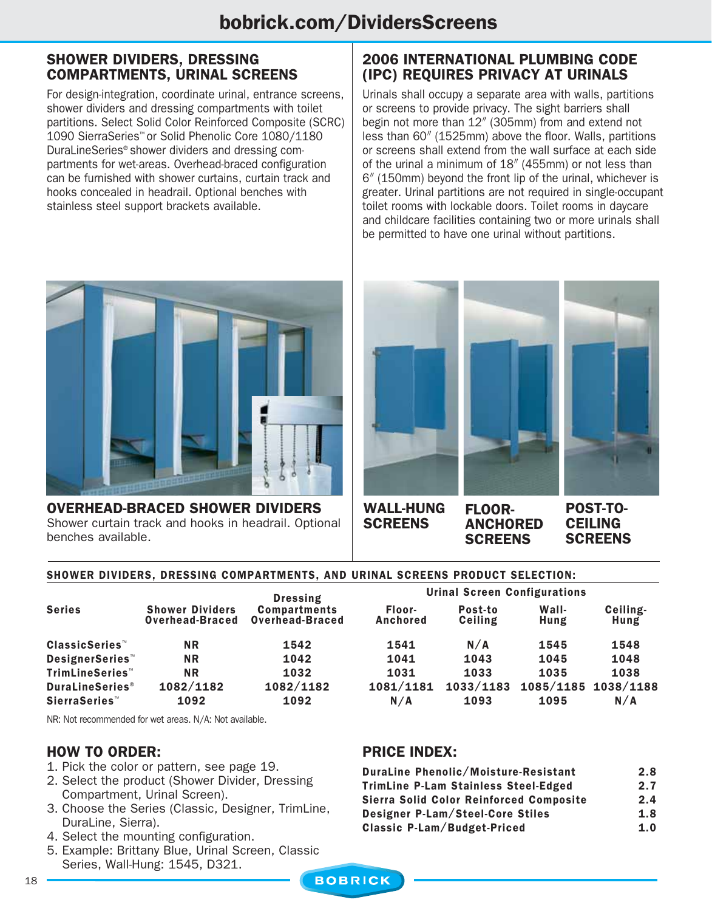## SHOWER DIVIDERS, DRESSING COMPARTMENTS, URINAL SCREENS

For design-integration, coordinate urinal, entrance screens, shower dividers and dressing compartments with toilet partitions. Select Solid Color Reinforced Composite (SCRC) 1090 SierraSeries™ or Solid Phenolic Core 1080/1180 DuraLineSeries® shower dividers and dressing compartments for wet-areas. Overhead-braced configuration can be furnished with shower curtains, curtain track and hooks concealed in headrail. Optional benches with stainless steel support brackets available.

## 2006 INTERNATIONAL PLUMBING CODE (IPC) REQUIRES PRIVACY AT URINALS

Urinals shall occupy a separate area with walls, partitions or screens to provide privacy. The sight barriers shall begin not more than 12″ (305mm) from and extend not less than 60″ (1525mm) above the floor. Walls, partitions or screens shall extend from the wall surface at each side of the urinal a minimum of 18″ (455mm) or not less than 6″ (150mm) beyond the front lip of the urinal, whichever is greater. Urinal partitions are not required in single-occupant toilet rooms with lockable doors. Toilet rooms in daycare and childcare facilities containing two or more urinals shall be permitted to have one urinal without partitions.

**OVERHEAD-BRACED SHOWER DIVIDERS**
Shower curtain track and hooks in headrail. Optional benches available.

**WALL-HUNG SCREENS**

**FLOOR-ANCHORED SCREENS**

**POST-TO-CEILING SCREENS**

### SHOWER DIVIDERS, DRESSING COMPARTMENTS, AND URINAL SCREENS PRODUCT SELECTION:

| Series | Shower Dividers Overhead-Braced | Dressing Compartments Overhead-Braced | Urinal Screen Configurations | | | |
|---|---|---|---|---|---|---|
| | | | Floor-Anchored | Post-to Ceiling | Wall-Hung | Ceiling-Hung |
| ClassicSeries™ | NR | 1542 | 1541 | N/A | 1545 | 1548 |
| DesignerSeries™ | NR | 1042 | 1041 | 1043 | 1045 | 1048 |
| TrimLineSeries™ | NR | 1032 | 1031 | 1033 | 1035 | 1038 |
| DuraLineSeries® | 1082/1182 | 1082/1182 | 1081/1181 | 1033/1183 | 1085/1185 | 1038/1188 |
| SierraSeries™ | 1092 | 1092 | N/A | 1093 | 1095 | N/A |

NR: Not recommended for wet areas. N/A: Not available.

## HOW TO ORDER:

1. Pick the color or pattern, see page 19.
2. Select the product (Shower Divider, Dressing Compartment, Urinal Screen).
3. Choose the Series (Classic, Designer, TrimLine, DuraLine, Sierra).
4. Select the mounting configuration.
5. Example: Brittany Blue, Urinal Screen, Classic Series, Wall-Hung: 1545, D321.

## PRICE INDEX:

| | |
|---|---|
| DuraLine Phenolic/Moisture-Resistant | 2.8 |
| TrimLine P-Lam Stainless Steel-Edged | 2.7 |
| Sierra Solid Color Reinforced Composite | 2.4 |
| Designer P-Lam/Steel-Core Stiles | 1.8 |
| Classic P-Lam/Budget-Priced | 1.0 |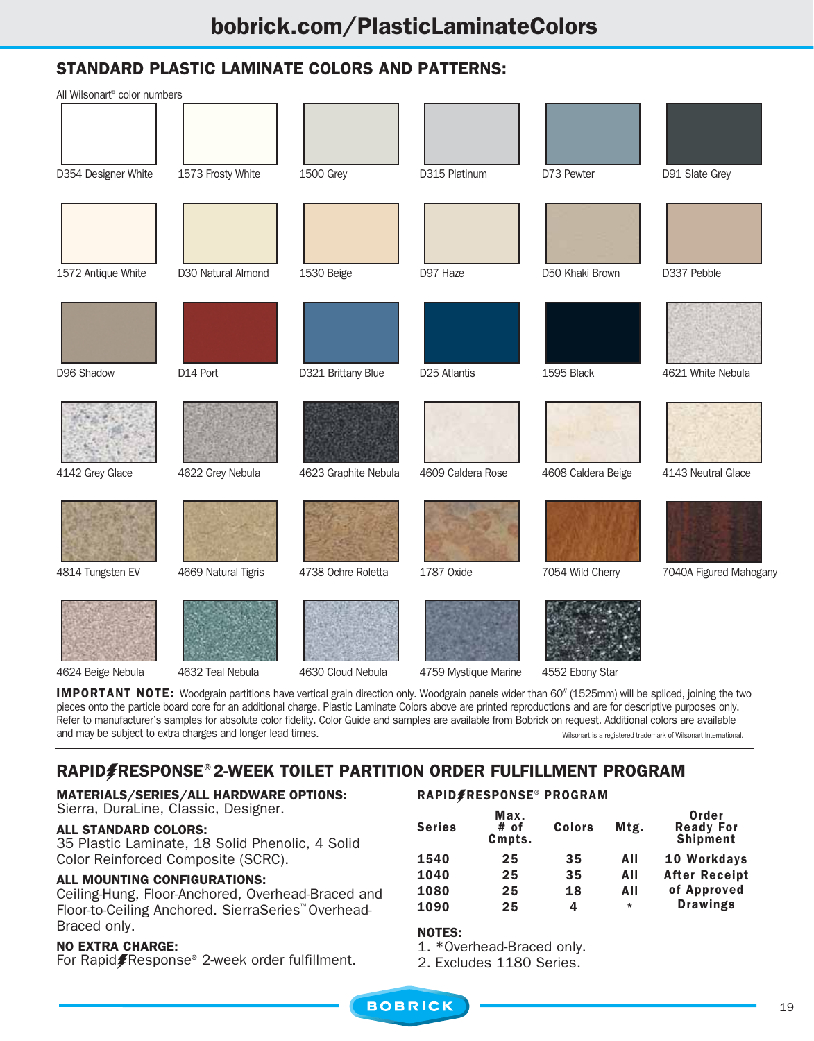bobrick.com/PlasticLaminateColors

## STANDARD PLASTIC LAMINATE COLORS AND PATTERNS:

All Wilsonart® color numbers

D354 Designer White
1573 Frosty White
1500 Grey
D315 Platinum
D73 Pewter
D91 Slate Grey
1572 Antique White
D30 Natural Almond
1530 Beige
D97 Haze
D50 Khaki Brown
D337 Pebble
D96 Shadow
D14 Port
D321 Brittany Blue
D25 Atlantis
1595 Black
4621 White Nebula
4142 Grey Glace
4622 Grey Nebula
4623 Graphite Nebula
4609 Caldera Rose
4608 Caldera Beige
4143 Neutral Glace
4814 Tungsten EV
4669 Natural Tigris
4738 Ochre Roletta
1787 Oxide
7054 Wild Cherry
7040A Figured Mahogany
4624 Beige Nebula
4632 Teal Nebula
4630 Cloud Nebula
4759 Mystique Marine
4552 Ebony Star

**IMPORTANT NOTE:** Woodgrain partitions have vertical grain direction only. Woodgrain panels wider than 60″ (1525mm) will be spliced, joining the two pieces onto the particle board core for an additional charge. Plastic Laminate Colors above are printed reproductions and are for descriptive purposes only. Refer to manufacturer's samples for absolute color fidelity. Color Guide and samples are available from Bobrick on request. Additional colors are available and may be subject to extra charges and longer lead times.

Wilsonart is a registered trademark of Wilsonart International.

## RAPID⚡RESPONSE® 2-WEEK TOILET PARTITION ORDER FULFILLMENT PROGRAM

**MATERIALS/SERIES/ALL HARDWARE OPTIONS:**
Sierra, DuraLine, Classic, Designer.

**ALL STANDARD COLORS:**
35 Plastic Laminate, 18 Solid Phenolic, 4 Solid Color Reinforced Composite (SCRC).

**ALL MOUNTING CONFIGURATIONS:**
Ceiling-Hung, Floor-Anchored, Overhead-Braced and Floor-to-Ceiling Anchored. SierraSeries™ Overhead-Braced only.

**NO EXTRA CHARGE:**
For Rapid⚡Response® 2-week order fulfillment.

**RAPID⚡RESPONSE® PROGRAM**

| Series | Max. # of Cmpts. | Colors | Mtg. | Order Ready For Shipment |
|---|---|---|---|---|
| 1540 | 25 | 35 | All | 10 Workdays After Receipt of Approved Drawings |
| 1040 | 25 | 35 | All | |
| 1080 | 25 | 18 | All | |
| 1090 | 25 | 4 | * | |

**NOTES:**
1. *Overhead-Braced only.
2. Excludes 1180 Series.

BOBRICK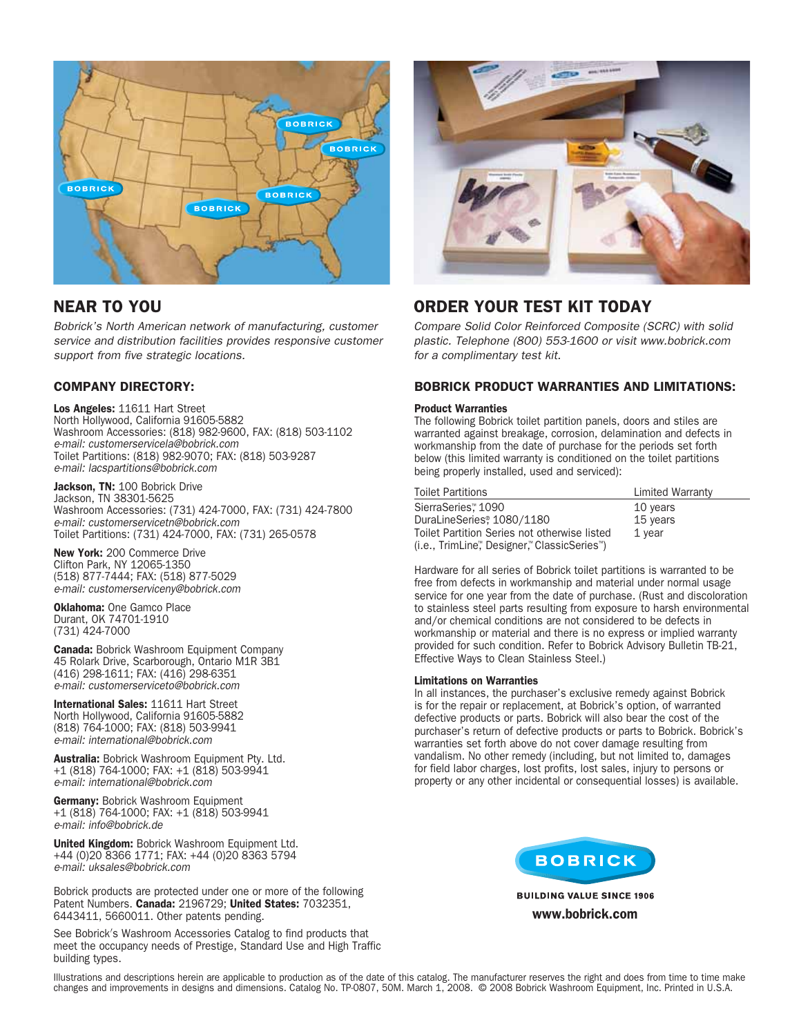## NEAR TO YOU

*Bobrick's North American network of manufacturing, customer service and distribution facilities provides responsive customer support from five strategic locations.*

### COMPANY DIRECTORY:

**Los Angeles:** 11611 Hart Street
North Hollywood, California 91605-5882
Washroom Accessories: (818) 982-9600, FAX: (818) 503-1102
*e-mail: customerservicela@bobrick.com*
Toilet Partitions: (818) 982-9070; FAX: (818) 503-9287
*e-mail: lacspartitions@bobrick.com*

**Jackson, TN:** 100 Bobrick Drive
Jackson, TN 38301-5625
Washroom Accessories: (731) 424-7000, FAX: (731) 424-7800
*e-mail: customerservicetn@bobrick.com*
Toilet Partitions: (731) 424-7000, FAX: (731) 265-0578

**New York:** 200 Commerce Drive
Clifton Park, NY 12065-1350
(518) 877-7444; FAX: (518) 877-5029
*e-mail: customerserviceny@bobrick.com*

**Oklahoma:** One Gamco Place
Durant, OK 74701-1910
(731) 424-7000

**Canada:** Bobrick Washroom Equipment Company
45 Rolark Drive, Scarborough, Ontario M1R 3B1
(416) 298-1611; FAX: (416) 298-6351
*e-mail: customerserviceto@bobrick.com*

**International Sales:** 11611 Hart Street
North Hollywood, California 91605-5882
(818) 764-1000; FAX: (818) 503-9941
*e-mail: international@bobrick.com*

**Australia:** Bobrick Washroom Equipment Pty. Ltd.
+1 (818) 764-1000; FAX: +1 (818) 503-9941
*e-mail: international@bobrick.com*

**Germany:** Bobrick Washroom Equipment
+1 (818) 764-1000; FAX: +1 (818) 503-9941
*e-mail: info@bobrick.de*

**United Kingdom:** Bobrick Washroom Equipment Ltd.
+44 (0)20 8366 1771; FAX: +44 (0)20 8363 5794
*e-mail: uksales@bobrick.com*

Bobrick products are protected under one or more of the following Patent Numbers. **Canada:** 2196729; **United States:** 7032351, 6443411, 5660011. Other patents pending.

See Bobrick's Washroom Accessories Catalog to find products that meet the occupancy needs of Prestige, Standard Use and High Traffic building types.

## ORDER YOUR TEST KIT TODAY

*Compare Solid Color Reinforced Composite (SCRC) with solid plastic. Telephone (800) 553-1600 or visit www.bobrick.com for a complimentary test kit.*

### BOBRICK PRODUCT WARRANTIES AND LIMITATIONS:

**Product Warranties**

The following Bobrick toilet partition panels, doors and stiles are warranted against breakage, corrosion, delamination and defects in workmanship from the date of purchase for the periods set forth below (this limited warranty is conditioned on the toilet partitions being properly installed, used and serviced):

| Toilet Partitions | Limited Warranty |
|---|---|
| SierraSeries™ 1090 | 10 years |
| DuraLineSeries® 1080/1180 | 15 years |
| Toilet Partition Series not otherwise listed (i.e., TrimLine™, Designer™, ClassicSeries™) | 1 year |

Hardware for all series of Bobrick toilet partitions is warranted to be free from defects in workmanship and material under normal usage service for one year from the date of purchase. (Rust and discoloration to stainless steel parts resulting from exposure to harsh environmental and/or chemical conditions are not considered to be defects in workmanship or material and there is no express or implied warranty provided for such condition. Refer to Bobrick Advisory Bulletin TB-21, Effective Ways to Clean Stainless Steel.)

**Limitations on Warranties**

In all instances, the purchaser's exclusive remedy against Bobrick is for the repair or replacement, at Bobrick's option, of warranted defective products or parts. Bobrick will also bear the cost of the purchaser's return of defective products or parts to Bobrick. Bobrick's warranties set forth above do not cover damage resulting from vandalism. No other remedy (including, but not limited to, damages for field labor charges, lost profits, lost sales, injury to persons or property or any other incidental or consequential losses) is available.

BOBRICK

**BUILDING VALUE SINCE 1906**

**www.bobrick.com**

Illustrations and descriptions herein are applicable to production as of the date of this catalog. The manufacturer reserves the right and does from time to time make changes and improvements in designs and dimensions. Catalog No. TP-0807, 50M. March 1, 2008. © 2008 Bobrick Washroom Equipment, Inc. Printed in U.S.A.